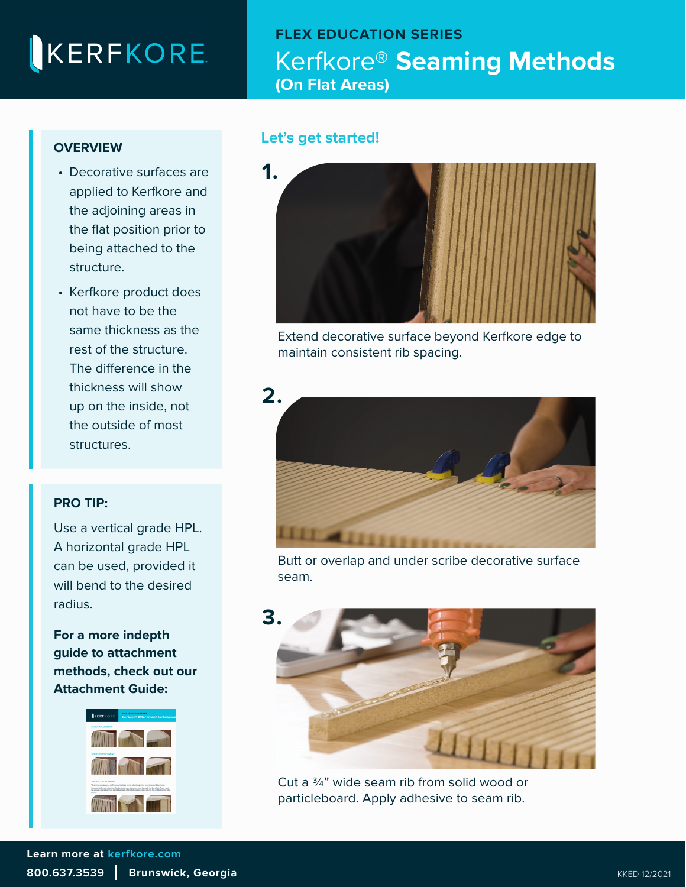KERFKORE

**FLEX EDUCATION SERIES**

# Kerfkore® Seaming Methods (On Flat Areas)

## OVERVIEW

- Decorative surfaces are applied to Kerfkore and the adjoining areas in the flat position prior to being attached to the structure.
- Kerfkore product does not have to be the same thickness as the rest of the structure. The difference in the thickness will show up on the inside, not the outside of most structures.

## PRO TIP:

Use a vertical grade HPL. A horizontal grade HPL can be used, provided it will bend to the desired radius.

**For a more indepth guide to attachment methods, check out our Attachment Guide:**

## Let's get started!

**1.**

Extend decorative surface beyond Kerfkore edge to maintain consistent rib spacing.

**2.**

Butt or overlap and under scribe decorative surface seam.

**3.**

Cut a ¾" wide seam rib from solid wood or particleboard. Apply adhesive to seam rib.

**Learn more at kerfkore.com**

**800.637.3539 | Brunswick, Georgia**

KKED-12/2021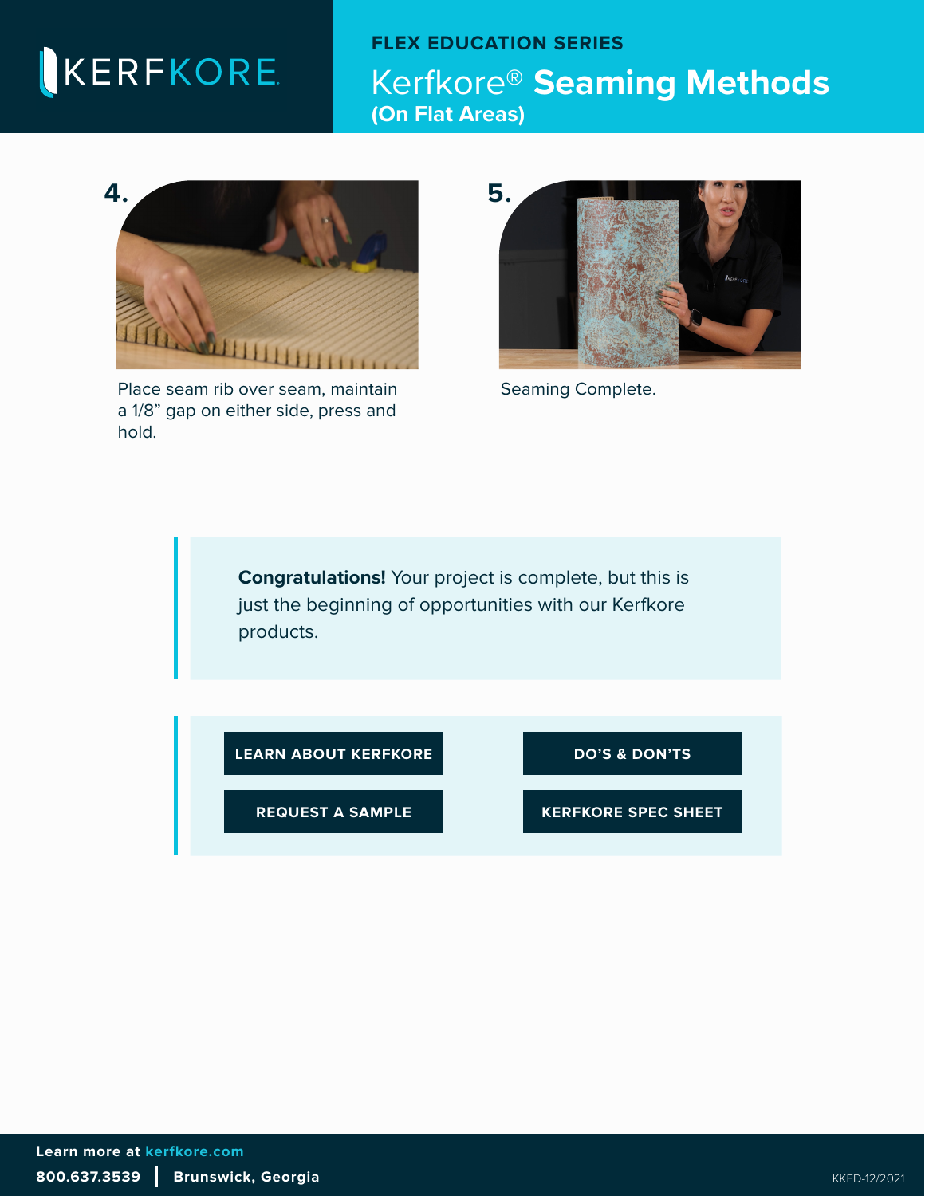KERFKORE

FLEX EDUCATION SERIES

# Kerfkore® **Seaming Methods**

**(On Flat Areas)**

**4.**

Place seam rib over seam, maintain a 1/8” gap on either side, press and hold.

**5.**

Seaming Complete.

**Congratulations!** Your project is complete, but this is just the beginning of opportunities with our Kerfkore products.

LEARN ABOUT KERFKORE

DO’S & DON’TS

REQUEST A SAMPLE

KERFKORE SPEC SHEET

**Learn more at kerfkore.com**

**800.637.3539 | Brunswick, Georgia**

KKED-12/2021